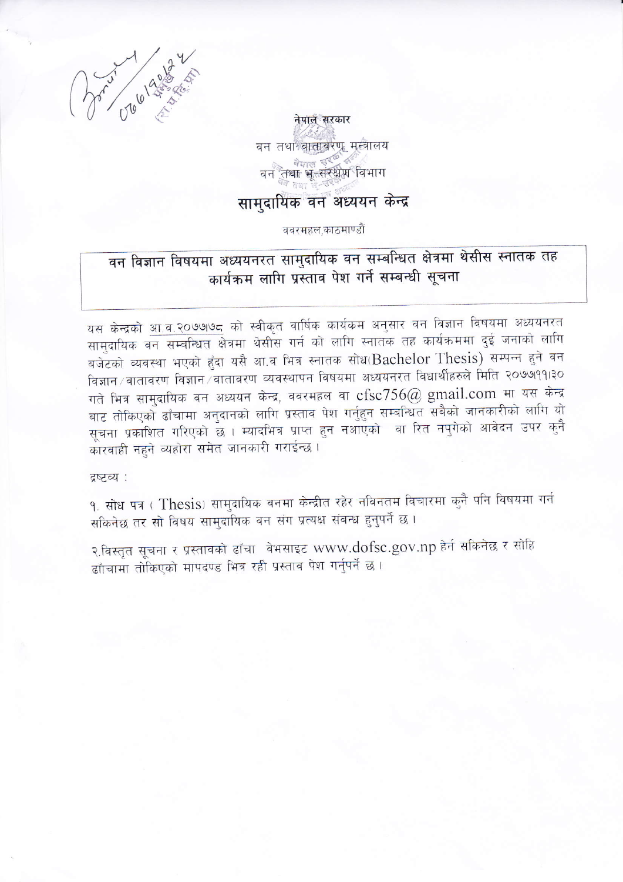नेपाल सरकार

वन तथा वातावरण मन्त्रालय

वन तथा भू-संरक्षण विभाग

# सामुदायिक वन अध्ययन केन्द्र

बबरमहल,काठमाण्डौं

## वन विज्ञान विषयमा अध्ययनरत सामुदायिक वन सम्बन्धित क्षेत्रमा थेसीस स्नातक तह कार्यक्रम लागि प्रस्ताव पेश गर्ने सम्बन्धी सूचना

यस केन्द्रको आ.व.२०७७।७८ को स्वीकृत वार्षिक कार्यक्रम अनुसार वन विज्ञान विषयमा अध्ययनरत सामुदायिक वन सम्बन्धित क्षेत्रमा थेसीस गर्न को लागि स्नातक तह कार्यक्रममा दुई जनाको लागि बजेटको व्यवस्था भएको हुंदा यसै आ.व भित्र स्नातक सोध(Bachelor Thesis) सम्पन्न हुने वन विज्ञान/वातावरण विज्ञान/वातावरण व्यवस्थापन विषयमा अध्ययनरत विधार्थीहरुले मिति २०७७।११।३० गते भित्र सामुदायिक वन अध्ययन केन्द्र, बबरमहल वा cfsc756@ gmail.com मा यस केन्द्र बाट तोकिएको ढाँचामा अनुदानको लागि प्रस्ताव पेश गर्नुहुन सम्बन्धित सबैको जानकारीको लागि यो सूचना प्रकाशित गरिएको छ । म्यादभित्र प्राप्त हुन नआएको वा रित नपुगेको आवेदन उपर कुनै कारवाही नहुने व्यहोरा समेत जानकारी गराईन्छ ।

द्रष्टव्य :

१. सोध पत्र ( Thesis) सामुदायिक वनमा केन्द्रीत रहेर नविनतम बिचारमा कुनै पनि विषयमा गर्न सकिनेछ तर सो विषय सामुदायिक वन संग प्रत्यक्ष संबन्ध हुनुपर्ने छ ।

२.विस्तृत सूचना र प्रस्तावको ढाँचा वेभसाइट www.dofsc.gov.np हेर्न सकिनेछ र सोहि ढाँचामा तोकिएको मापदण्ड भित्र रही प्रस्ताव पेश गर्नुपर्ने छ ।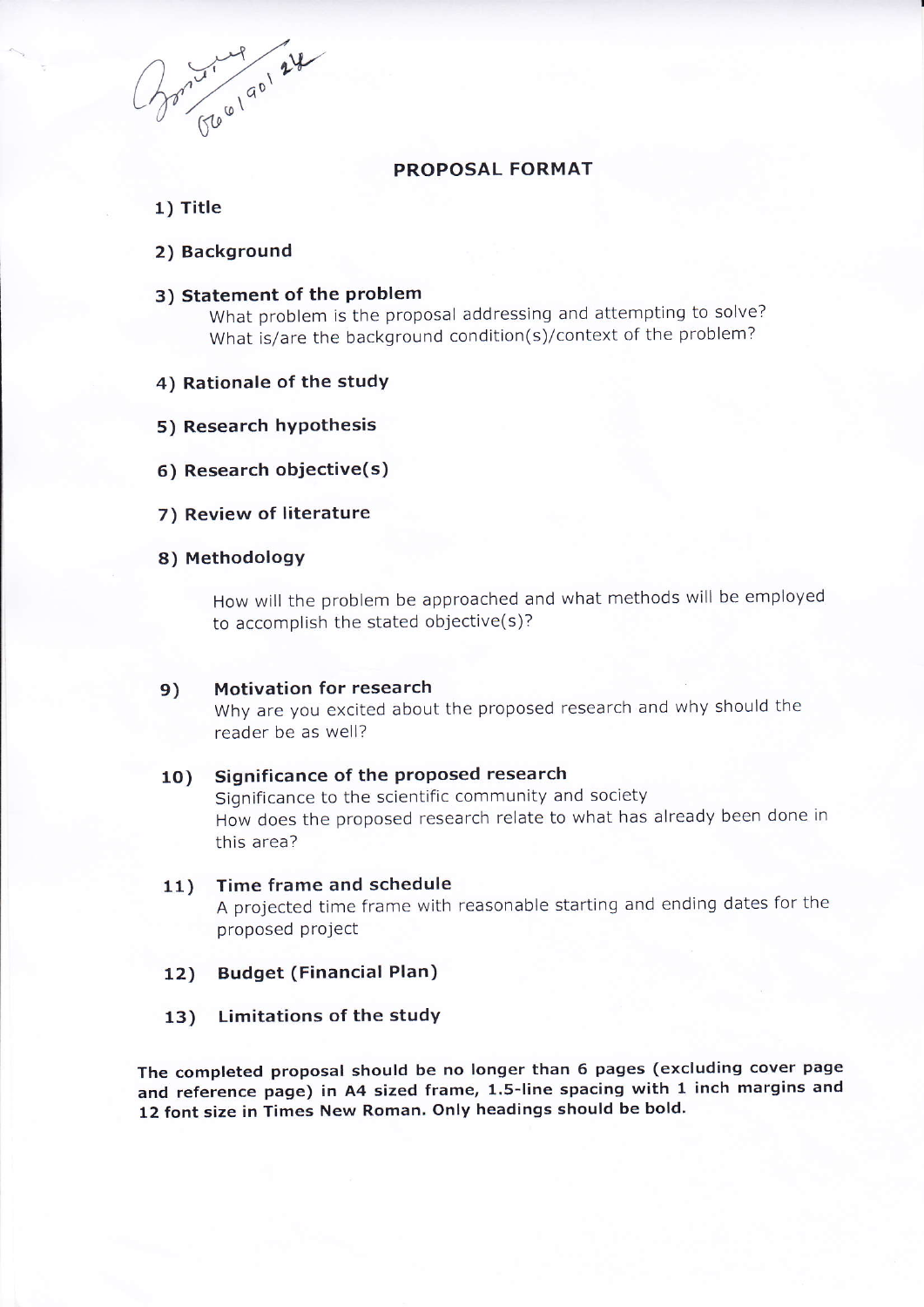## PROPOSAL FORMAT

**1) Title**

**2) Background**

**3) Statement of the problem**

What problem is the proposal addressing and attempting to solve?
What is/are the background condition(s)/context of the problem?

**4) Rationale of the study**

**5) Research hypothesis**

**6) Research objective(s)**

**7) Review of literature**

**8) Methodology**

How will the problem be approached and what methods will be employed to accomplish the stated objective(s)?

**9) Motivation for research**

Why are you excited about the proposed research and why should the reader be as well?

**10) Significance of the proposed research**

Significance to the scientific community and society
How does the proposed research relate to what has already been done in this area?

**11) Time frame and schedule**

A projected time frame with reasonable starting and ending dates for the proposed project

**12) Budget (Financial Plan)**

**13) Limitations of the study**

**The completed proposal should be no longer than 6 pages (excluding cover page and reference page) in A4 sized frame, 1.5-line spacing with 1 inch margins and 12 font size in Times New Roman. Only headings should be bold.**